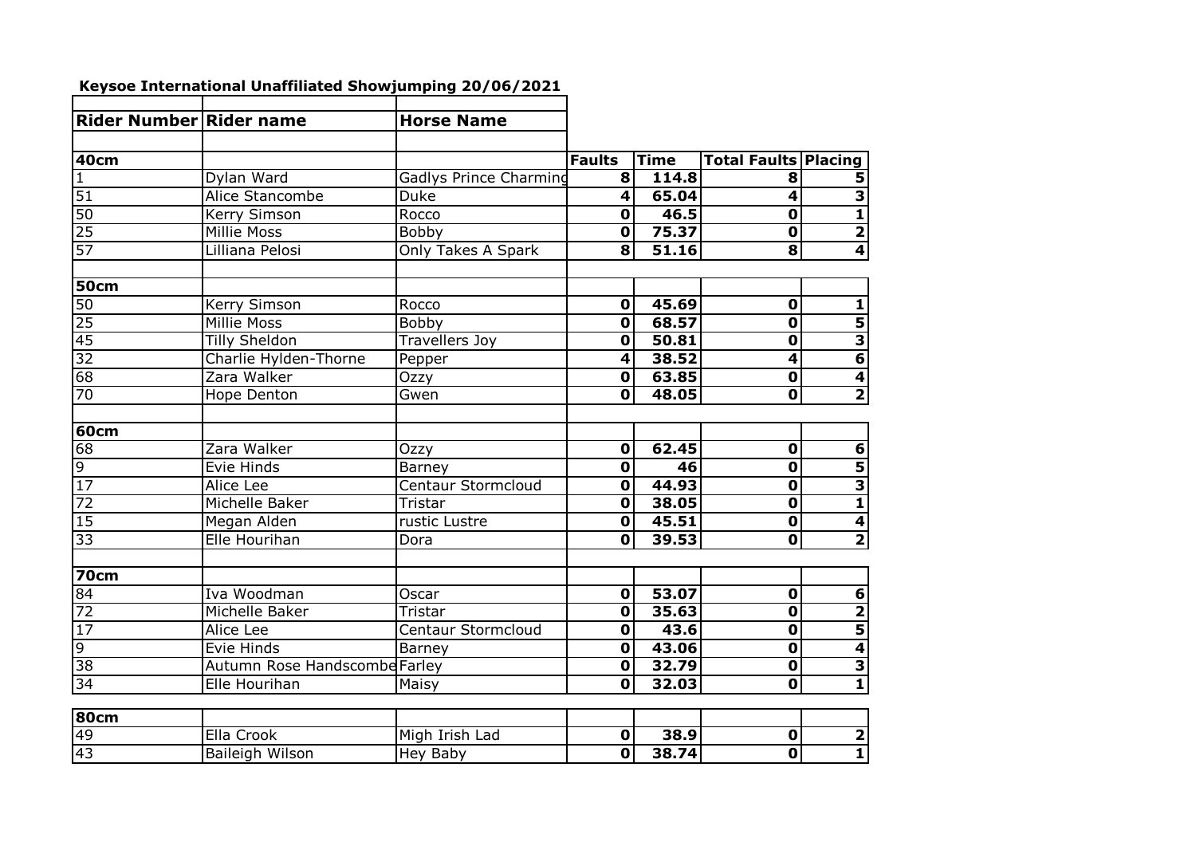## Keysoe International Unaffiliated Showjumping 20/06/2021

| Rider Number | Rider name | Horse Name | | | | |
|---|---|---|---|---|---|---|
| | | | | | | |
| **40cm** | | | **Faults** | **Time** | **Total Faults** | **Placing** |
| 1 | Dylan Ward | Gadlys Prince Charming | 8 | 114.8 | 8 | 5 |
| 51 | Alice Stancombe | Duke | 4 | 65.04 | 4 | 3 |
| 50 | Kerry Simson | Rocco | 0 | 46.5 | 0 | 1 |
| 25 | Millie Moss | Bobby | 0 | 75.37 | 0 | 2 |
| 57 | Lilliana Pelosi | Only Takes A Spark | 8 | 51.16 | 8 | 4 |
| | | | | | | |
| **50cm** | | | | | | |
| 50 | Kerry Simson | Rocco | 0 | 45.69 | 0 | 1 |
| 25 | Millie Moss | Bobby | 0 | 68.57 | 0 | 5 |
| 45 | Tilly Sheldon | Travellers Joy | 0 | 50.81 | 0 | 3 |
| 32 | Charlie Hylden-Thorne | Pepper | 4 | 38.52 | 4 | 6 |
| 68 | Zara Walker | Ozzy | 0 | 63.85 | 0 | 4 |
| 70 | Hope Denton | Gwen | 0 | 48.05 | 0 | 2 |
| | | | | | | |
| **60cm** | | | | | | |
| 68 | Zara Walker | Ozzy | 0 | 62.45 | 0 | 6 |
| 9 | Evie Hinds | Barney | 0 | 46 | 0 | 5 |
| 17 | Alice Lee | Centaur Stormcloud | 0 | 44.93 | 0 | 3 |
| 72 | Michelle Baker | Tristar | 0 | 38.05 | 0 | 1 |
| 15 | Megan Alden | rustic Lustre | 0 | 45.51 | 0 | 4 |
| 33 | Elle Hourihan | Dora | 0 | 39.53 | 0 | 2 |
| | | | | | | |
| **70cm** | | | | | | |
| 84 | Iva Woodman | Oscar | 0 | 53.07 | 0 | 6 |
| 72 | Michelle Baker | Tristar | 0 | 35.63 | 0 | 2 |
| 17 | Alice Lee | Centaur Stormcloud | 0 | 43.6 | 0 | 5 |
| 9 | Evie Hinds | Barney | 0 | 43.06 | 0 | 4 |
| 38 | Autumn Rose Handscombe | Farley | 0 | 32.79 | 0 | 3 |
| 34 | Elle Hourihan | Maisy | 0 | 32.03 | 0 | 1 |
| | | | | | | |
| **80cm** | | | | | | |
| 49 | Ella Crook | Migh Irish Lad | 0 | 38.9 | 0 | 2 |
| 43 | Baileigh Wilson | Hey Baby | 0 | 38.74 | 0 | 1 |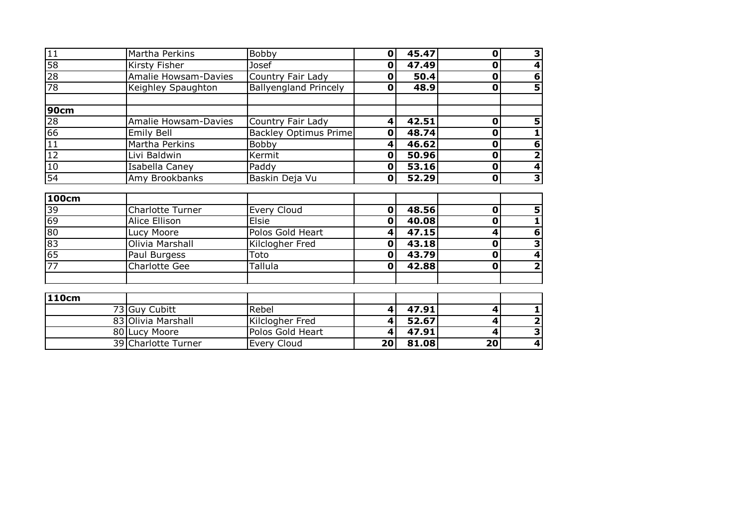| | | | | | | |
|---|---|---|---|---|---|---|
| 11 | Martha Perkins | Bobby | **0** | **45.47** | **0** | **3** |
| 58 | Kirsty Fisher | Josef | **0** | **47.49** | **0** | **4** |
| 28 | Amalie Howsam-Davies | Country Fair Lady | **0** | **50.4** | **0** | **6** |
| 78 | Keighley Spaughton | Ballyengland Princely | **0** | **48.9** | **0** | **5** |
| | | | | | | |
| **90cm** | | | | | | |
| 28 | Amalie Howsam-Davies | Country Fair Lady | **4** | **42.51** | **0** | **5** |
| 66 | Emily Bell | Backley Optimus Prime | **0** | **48.74** | **0** | **1** |
| 11 | Martha Perkins | Bobby | **4** | **46.62** | **0** | **6** |
| 12 | Livi Baldwin | Kermit | **0** | **50.96** | **0** | **2** |
| 10 | Isabella Caney | Paddy | **0** | **53.16** | **0** | **4** |
| 54 | Amy Brookbanks | Baskin Deja Vu | **0** | **52.29** | **0** | **3** |

| | | | | | | |
|---|---|---|---|---|---|---|
| **100cm** | | | | | | |
| 39 | Charlotte Turner | Every Cloud | **0** | **48.56** | **0** | **5** |
| 69 | Alice Ellison | Elsie | **0** | **40.08** | **0** | **1** |
| 80 | Lucy Moore | Polos Gold Heart | **4** | **47.15** | **4** | **6** |
| 83 | Olivia Marshall | Kilclogher Fred | **0** | **43.18** | **0** | **3** |
| 65 | Paul Burgess | Toto | **0** | **43.79** | **0** | **4** |
| 77 | Charlotte Gee | Tallula | **0** | **42.88** | **0** | **2** |
| | | | | | | |

| | | | | | | |
|---|---|---|---|---|---|---|
| **110cm** | | | | | | |
| 73 | Guy Cubitt | Rebel | **4** | **47.91** | **4** | **1** |
| 83 | Olivia Marshall | Kilclogher Fred | **4** | **52.67** | **4** | **2** |
| 80 | Lucy Moore | Polos Gold Heart | **4** | **47.91** | **4** | **3** |
| 39 | Charlotte Turner | Every Cloud | **20** | **81.08** | **20** | **4** |